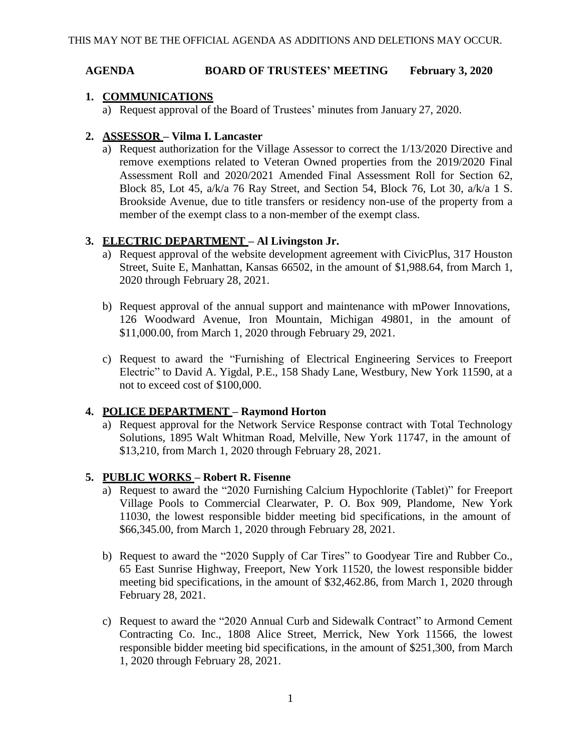THIS MAY NOT BE THE OFFICIAL AGENDA AS ADDITIONS AND DELETIONS MAY OCCUR.

**AGENDA BOARD OF TRUSTEES' MEETING February 3, 2020**

**1. COMMUNICATIONS**

a) Request approval of the Board of Trustees' minutes from January 27, 2020.

**2. ASSESSOR – Vilma I. Lancaster**

a) Request authorization for the Village Assessor to correct the 1/13/2020 Directive and remove exemptions related to Veteran Owned properties from the 2019/2020 Final Assessment Roll and 2020/2021 Amended Final Assessment Roll for Section 62, Block 85, Lot 45, a/k/a 76 Ray Street, and Section 54, Block 76, Lot 30, a/k/a 1 S. Brookside Avenue, due to title transfers or residency non-use of the property from a member of the exempt class to a non-member of the exempt class.

**3. ELECTRIC DEPARTMENT – Al Livingston Jr.**

a) Request approval of the website development agreement with CivicPlus, 317 Houston Street, Suite E, Manhattan, Kansas 66502, in the amount of $1,988.64, from March 1, 2020 through February 28, 2021.

b) Request approval of the annual support and maintenance with mPower Innovations, 126 Woodward Avenue, Iron Mountain, Michigan 49801, in the amount of $11,000.00, from March 1, 2020 through February 29, 2021.

c) Request to award the "Furnishing of Electrical Engineering Services to Freeport Electric" to David A. Yigdal, P.E., 158 Shady Lane, Westbury, New York 11590, at a not to exceed cost of $100,000.

**4. POLICE DEPARTMENT – Raymond Horton**

a) Request approval for the Network Service Response contract with Total Technology Solutions, 1895 Walt Whitman Road, Melville, New York 11747, in the amount of $13,210, from March 1, 2020 through February 28, 2021.

**5. PUBLIC WORKS – Robert R. Fisenne**

a) Request to award the "2020 Furnishing Calcium Hypochlorite (Tablet)" for Freeport Village Pools to Commercial Clearwater, P. O. Box 909, Plandome, New York 11030, the lowest responsible bidder meeting bid specifications, in the amount of $66,345.00, from March 1, 2020 through February 28, 2021.

b) Request to award the "2020 Supply of Car Tires" to Goodyear Tire and Rubber Co., 65 East Sunrise Highway, Freeport, New York 11520, the lowest responsible bidder meeting bid specifications, in the amount of $32,462.86, from March 1, 2020 through February 28, 2021.

c) Request to award the "2020 Annual Curb and Sidewalk Contract" to Armond Cement Contracting Co. Inc., 1808 Alice Street, Merrick, New York 11566, the lowest responsible bidder meeting bid specifications, in the amount of $251,300, from March 1, 2020 through February 28, 2021.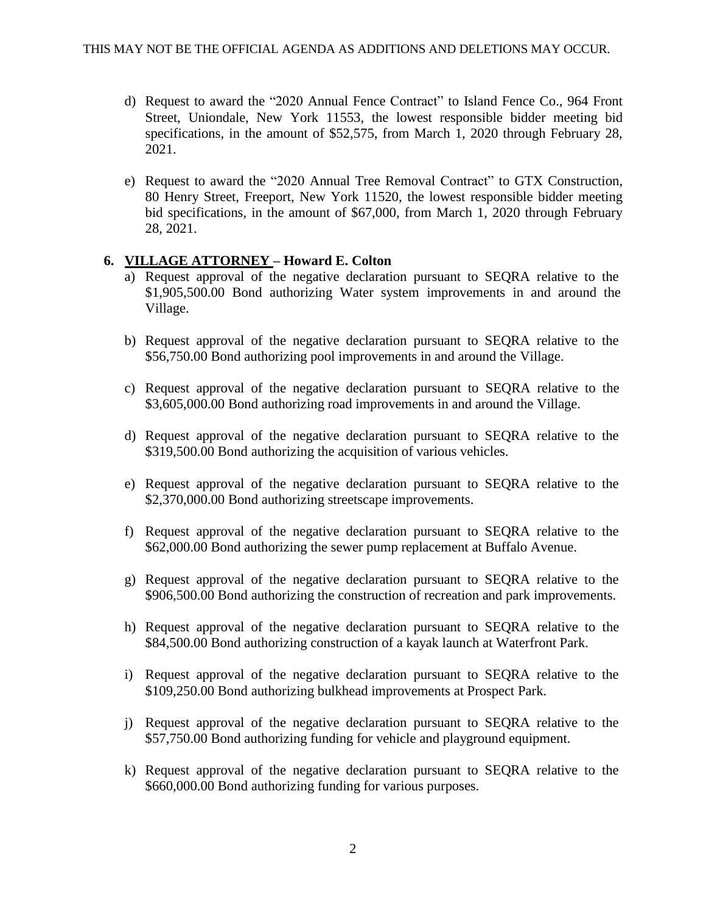THIS MAY NOT BE THE OFFICIAL AGENDA AS ADDITIONS AND DELETIONS MAY OCCUR.

d) Request to award the "2020 Annual Fence Contract" to Island Fence Co., 964 Front Street, Uniondale, New York 11553, the lowest responsible bidder meeting bid specifications, in the amount of $52,575, from March 1, 2020 through February 28, 2021.

e) Request to award the "2020 Annual Tree Removal Contract" to GTX Construction, 80 Henry Street, Freeport, New York 11520, the lowest responsible bidder meeting bid specifications, in the amount of $67,000, from March 1, 2020 through February 28, 2021.

**6. <u>VILLAGE ATTORNEY</u> – Howard E. Colton**

a) Request approval of the negative declaration pursuant to SEQRA relative to the $1,905,500.00 Bond authorizing Water system improvements in and around the Village.

b) Request approval of the negative declaration pursuant to SEQRA relative to the $56,750.00 Bond authorizing pool improvements in and around the Village.

c) Request approval of the negative declaration pursuant to SEQRA relative to the $3,605,000.00 Bond authorizing road improvements in and around the Village.

d) Request approval of the negative declaration pursuant to SEQRA relative to the $319,500.00 Bond authorizing the acquisition of various vehicles.

e) Request approval of the negative declaration pursuant to SEQRA relative to the $2,370,000.00 Bond authorizing streetscape improvements.

f) Request approval of the negative declaration pursuant to SEQRA relative to the $62,000.00 Bond authorizing the sewer pump replacement at Buffalo Avenue.

g) Request approval of the negative declaration pursuant to SEQRA relative to the $906,500.00 Bond authorizing the construction of recreation and park improvements.

h) Request approval of the negative declaration pursuant to SEQRA relative to the $84,500.00 Bond authorizing construction of a kayak launch at Waterfront Park.

i) Request approval of the negative declaration pursuant to SEQRA relative to the $109,250.00 Bond authorizing bulkhead improvements at Prospect Park.

j) Request approval of the negative declaration pursuant to SEQRA relative to the $57,750.00 Bond authorizing funding for vehicle and playground equipment.

k) Request approval of the negative declaration pursuant to SEQRA relative to the $660,000.00 Bond authorizing funding for various purposes.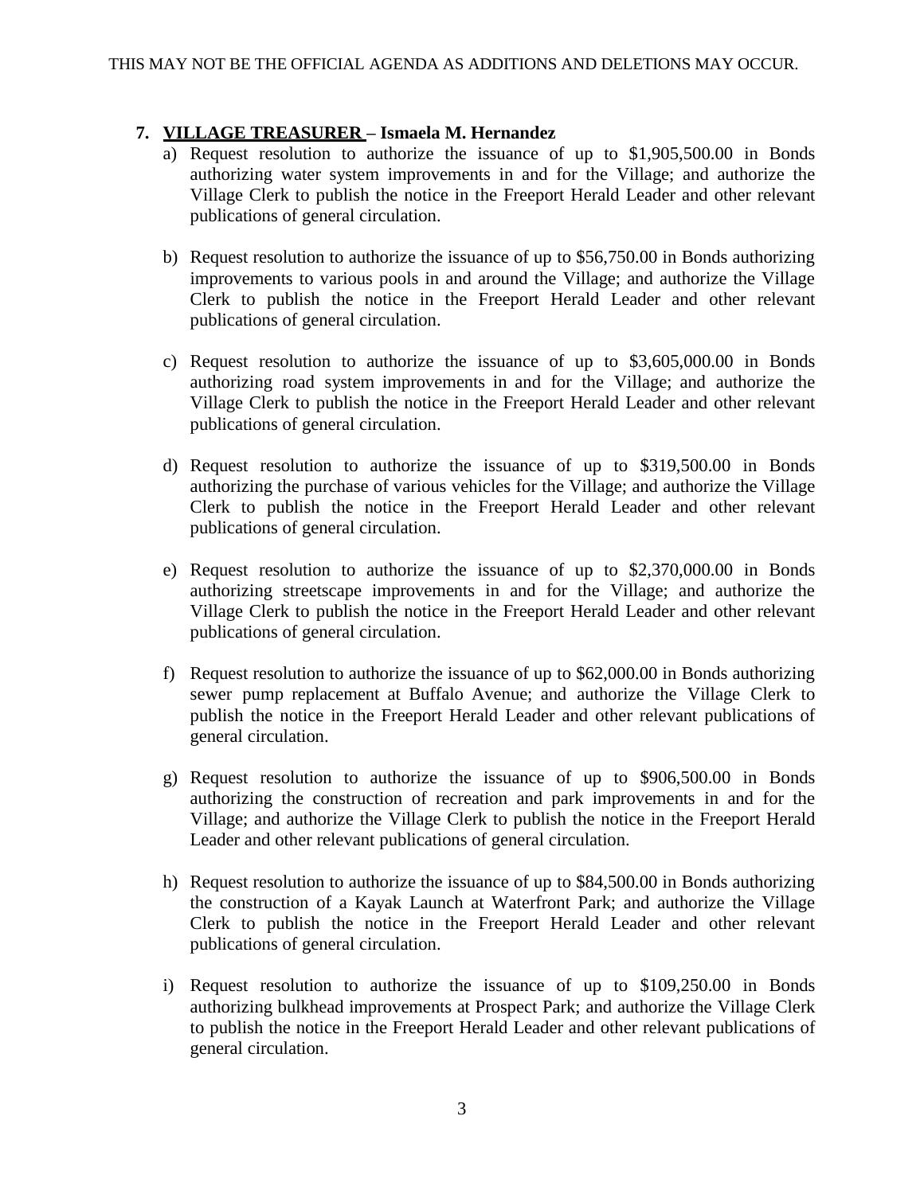THIS MAY NOT BE THE OFFICIAL AGENDA AS ADDITIONS AND DELETIONS MAY OCCUR.

**7. VILLAGE TREASURER – Ismaela M. Hernandez**

a) Request resolution to authorize the issuance of up to $1,905,500.00 in Bonds authorizing water system improvements in and for the Village; and authorize the Village Clerk to publish the notice in the Freeport Herald Leader and other relevant publications of general circulation.

b) Request resolution to authorize the issuance of up to $56,750.00 in Bonds authorizing improvements to various pools in and around the Village; and authorize the Village Clerk to publish the notice in the Freeport Herald Leader and other relevant publications of general circulation.

c) Request resolution to authorize the issuance of up to $3,605,000.00 in Bonds authorizing road system improvements in and for the Village; and authorize the Village Clerk to publish the notice in the Freeport Herald Leader and other relevant publications of general circulation.

d) Request resolution to authorize the issuance of up to $319,500.00 in Bonds authorizing the purchase of various vehicles for the Village; and authorize the Village Clerk to publish the notice in the Freeport Herald Leader and other relevant publications of general circulation.

e) Request resolution to authorize the issuance of up to $2,370,000.00 in Bonds authorizing streetscape improvements in and for the Village; and authorize the Village Clerk to publish the notice in the Freeport Herald Leader and other relevant publications of general circulation.

f) Request resolution to authorize the issuance of up to $62,000.00 in Bonds authorizing sewer pump replacement at Buffalo Avenue; and authorize the Village Clerk to publish the notice in the Freeport Herald Leader and other relevant publications of general circulation.

g) Request resolution to authorize the issuance of up to $906,500.00 in Bonds authorizing the construction of recreation and park improvements in and for the Village; and authorize the Village Clerk to publish the notice in the Freeport Herald Leader and other relevant publications of general circulation.

h) Request resolution to authorize the issuance of up to $84,500.00 in Bonds authorizing the construction of a Kayak Launch at Waterfront Park; and authorize the Village Clerk to publish the notice in the Freeport Herald Leader and other relevant publications of general circulation.

i) Request resolution to authorize the issuance of up to $109,250.00 in Bonds authorizing bulkhead improvements at Prospect Park; and authorize the Village Clerk to publish the notice in the Freeport Herald Leader and other relevant publications of general circulation.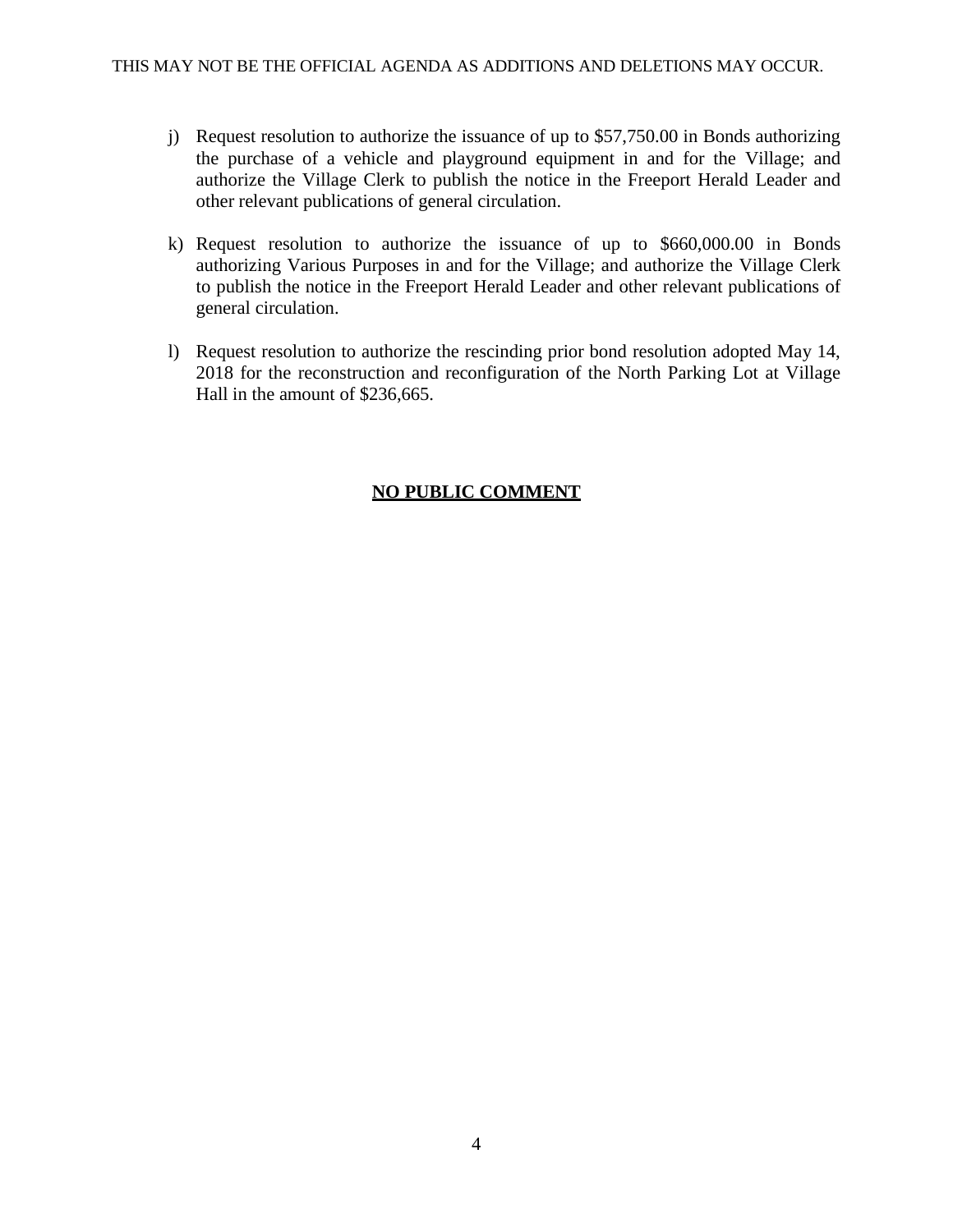j) Request resolution to authorize the issuance of up to $57,750.00 in Bonds authorizing the purchase of a vehicle and playground equipment in and for the Village; and authorize the Village Clerk to publish the notice in the Freeport Herald Leader and other relevant publications of general circulation.

k) Request resolution to authorize the issuance of up to $660,000.00 in Bonds authorizing Various Purposes in and for the Village; and authorize the Village Clerk to publish the notice in the Freeport Herald Leader and other relevant publications of general circulation.

l) Request resolution to authorize the rescinding prior bond resolution adopted May 14, 2018 for the reconstruction and reconfiguration of the North Parking Lot at Village Hall in the amount of $236,665.

**NO PUBLIC COMMENT**